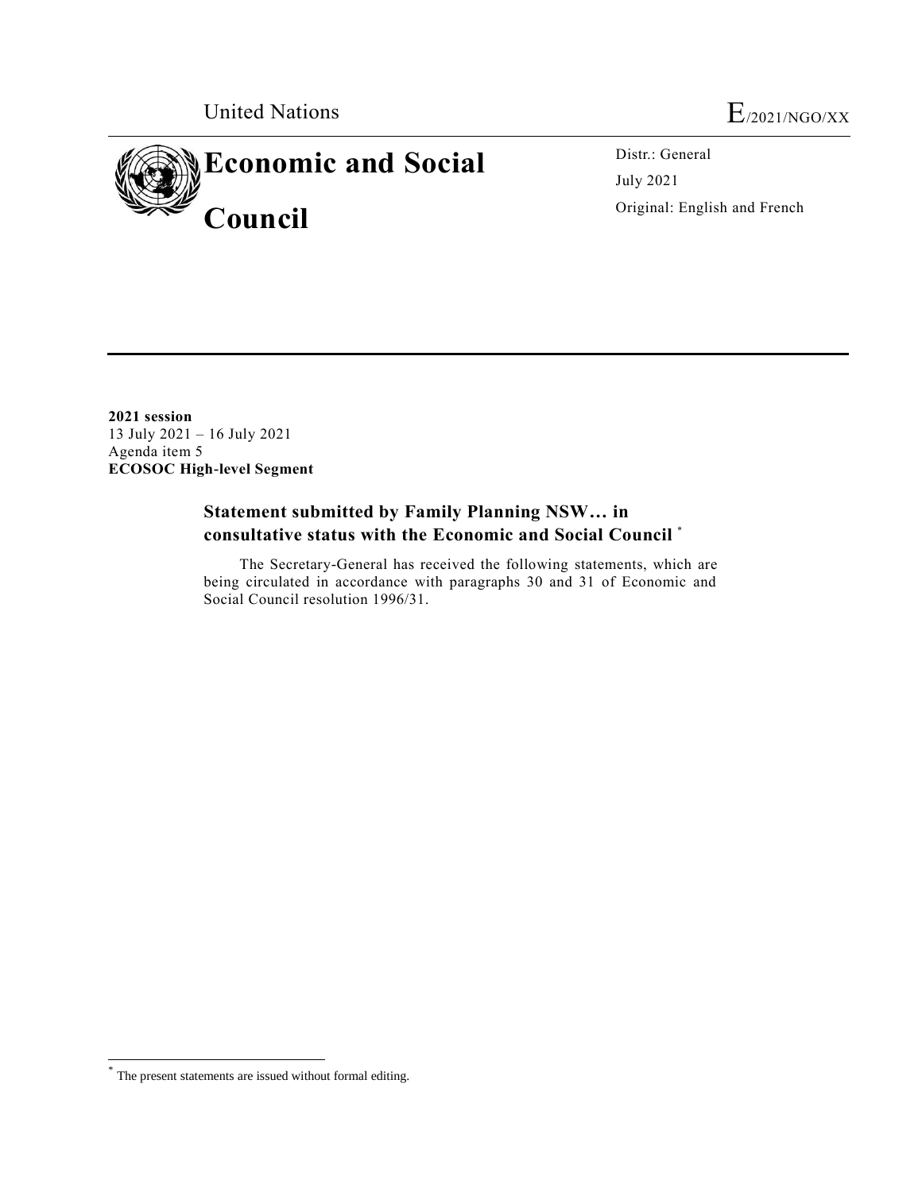United Nations E/2021/NGO/XX

# Economic and Social Council

Distr.: General
July 2021
Original: English and French

**2021 session**
13 July 2021 – 16 July 2021
Agenda item 5
**ECOSOC High-level Segment**

## Statement submitted by Family Planning NSW… in consultative status with the Economic and Social Council *

The Secretary-General has received the following statements, which are being circulated in accordance with paragraphs 30 and 31 of Economic and Social Council resolution 1996/31.

* The present statements are issued without formal editing.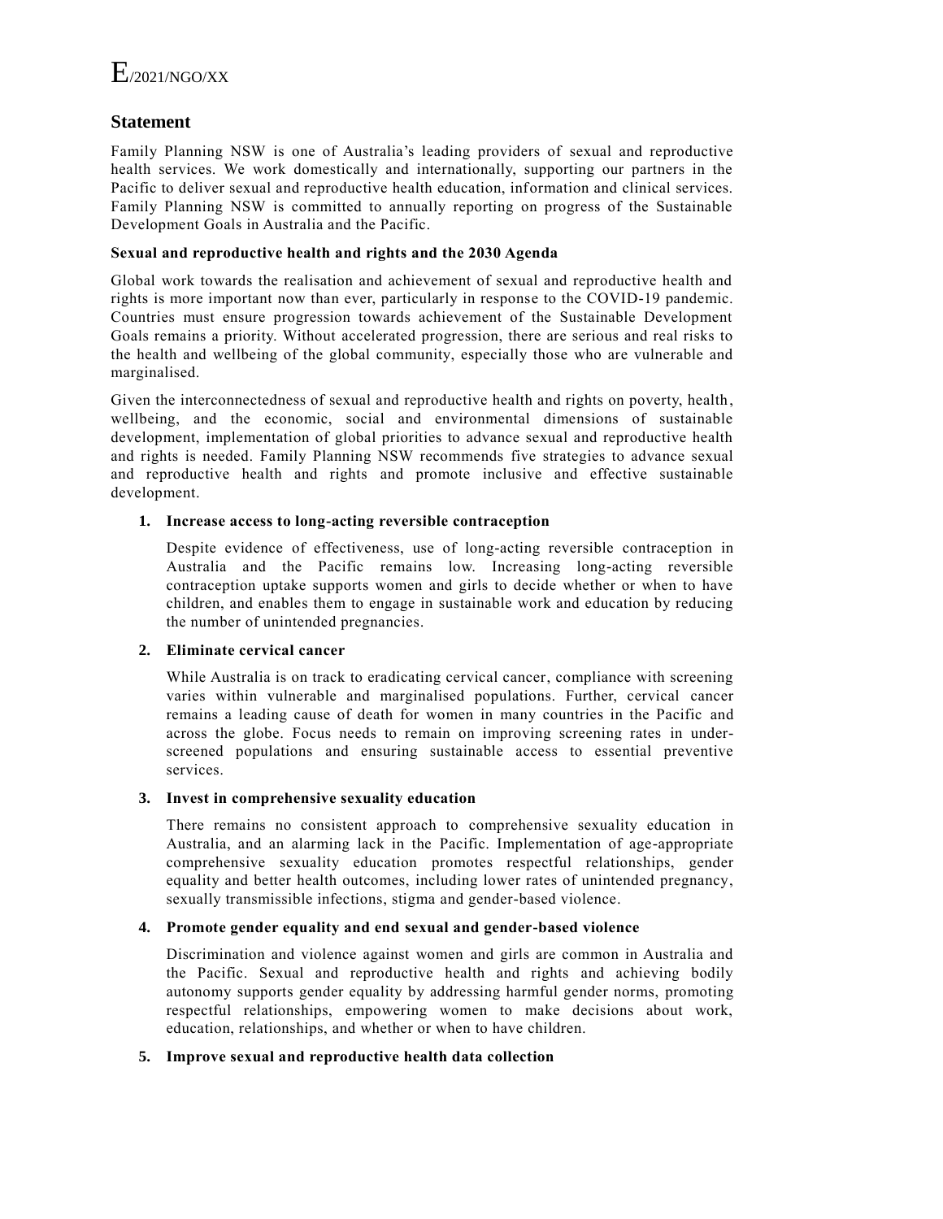## Statement

Family Planning NSW is one of Australia's leading providers of sexual and reproductive health services. We work domestically and internationally, supporting our partners in the Pacific to deliver sexual and reproductive health education, information and clinical services. Family Planning NSW is committed to annually reporting on progress of the Sustainable Development Goals in Australia and the Pacific.

**Sexual and reproductive health and rights and the 2030 Agenda**

Global work towards the realisation and achievement of sexual and reproductive health and rights is more important now than ever, particularly in response to the COVID-19 pandemic. Countries must ensure progression towards achievement of the Sustainable Development Goals remains a priority. Without accelerated progression, there are serious and real risks to the health and wellbeing of the global community, especially those who are vulnerable and marginalised.

Given the interconnectedness of sexual and reproductive health and rights on poverty, health, wellbeing, and the economic, social and environmental dimensions of sustainable development, implementation of global priorities to advance sexual and reproductive health and rights is needed. Family Planning NSW recommends five strategies to advance sexual and reproductive health and rights and promote inclusive and effective sustainable development.

1. **Increase access to long-acting reversible contraception**

   Despite evidence of effectiveness, use of long-acting reversible contraception in Australia and the Pacific remains low. Increasing long-acting reversible contraception uptake supports women and girls to decide whether or when to have children, and enables them to engage in sustainable work and education by reducing the number of unintended pregnancies.

2. **Eliminate cervical cancer**

   While Australia is on track to eradicating cervical cancer, compliance with screening varies within vulnerable and marginalised populations. Further, cervical cancer remains a leading cause of death for women in many countries in the Pacific and across the globe. Focus needs to remain on improving screening rates in under-screened populations and ensuring sustainable access to essential preventive services.

3. **Invest in comprehensive sexuality education**

   There remains no consistent approach to comprehensive sexuality education in Australia, and an alarming lack in the Pacific. Implementation of age-appropriate comprehensive sexuality education promotes respectful relationships, gender equality and better health outcomes, including lower rates of unintended pregnancy, sexually transmissible infections, stigma and gender-based violence.

4. **Promote gender equality and end sexual and gender-based violence**

   Discrimination and violence against women and girls are common in Australia and the Pacific. Sexual and reproductive health and rights and achieving bodily autonomy supports gender equality by addressing harmful gender norms, promoting respectful relationships, empowering women to make decisions about work, education, relationships, and whether or when to have children.

5. **Improve sexual and reproductive health data collection**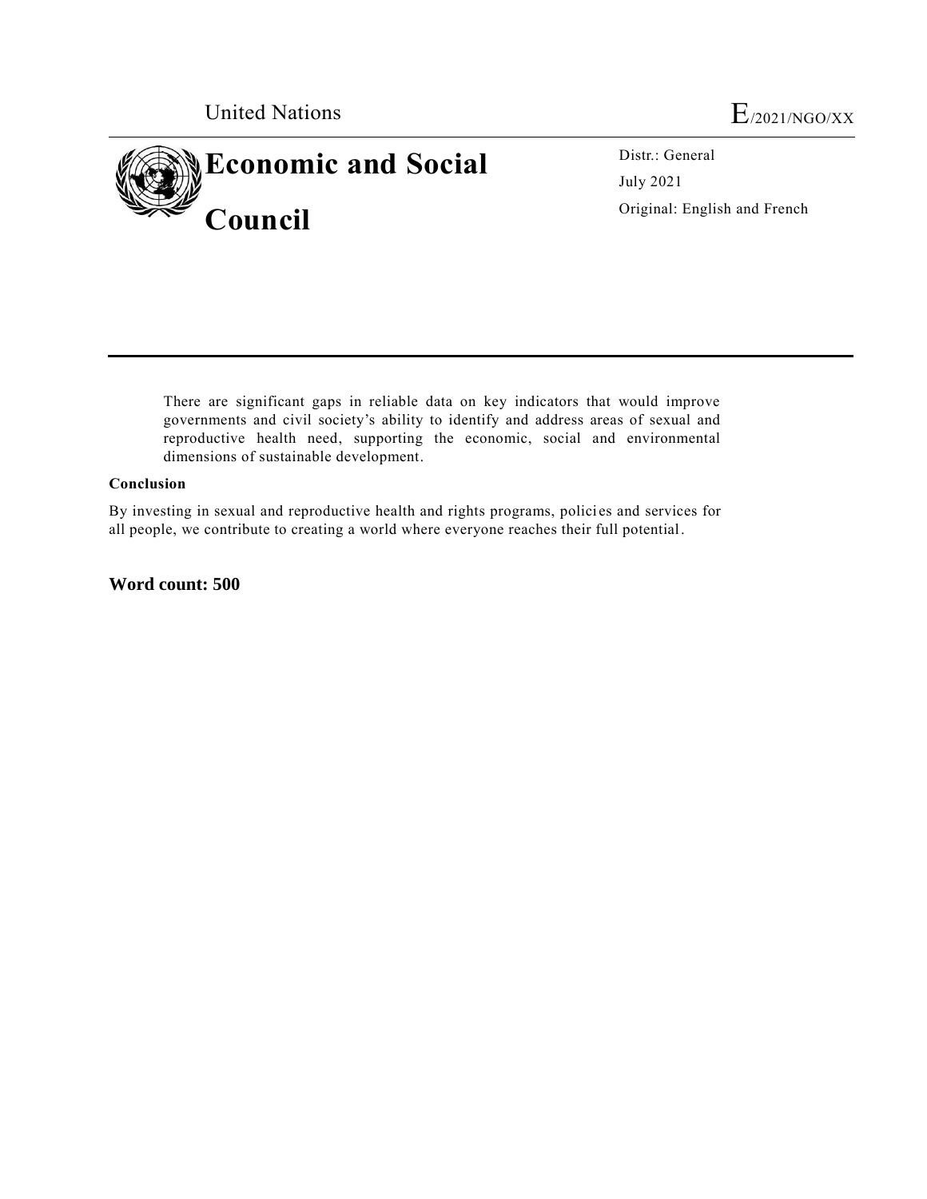United Nations E/2021/NGO/XX

# Economic and Social Council

Distr.: General
July 2021
Original: English and French

> There are significant gaps in reliable data on key indicators that would improve governments and civil society's ability to identify and address areas of sexual and reproductive health need, supporting the economic, social and environmental dimensions of sustainable development.

**Conclusion**

By investing in sexual and reproductive health and rights programs, policies and services for all people, we contribute to creating a world where everyone reaches their full potential.

**Word count: 500**